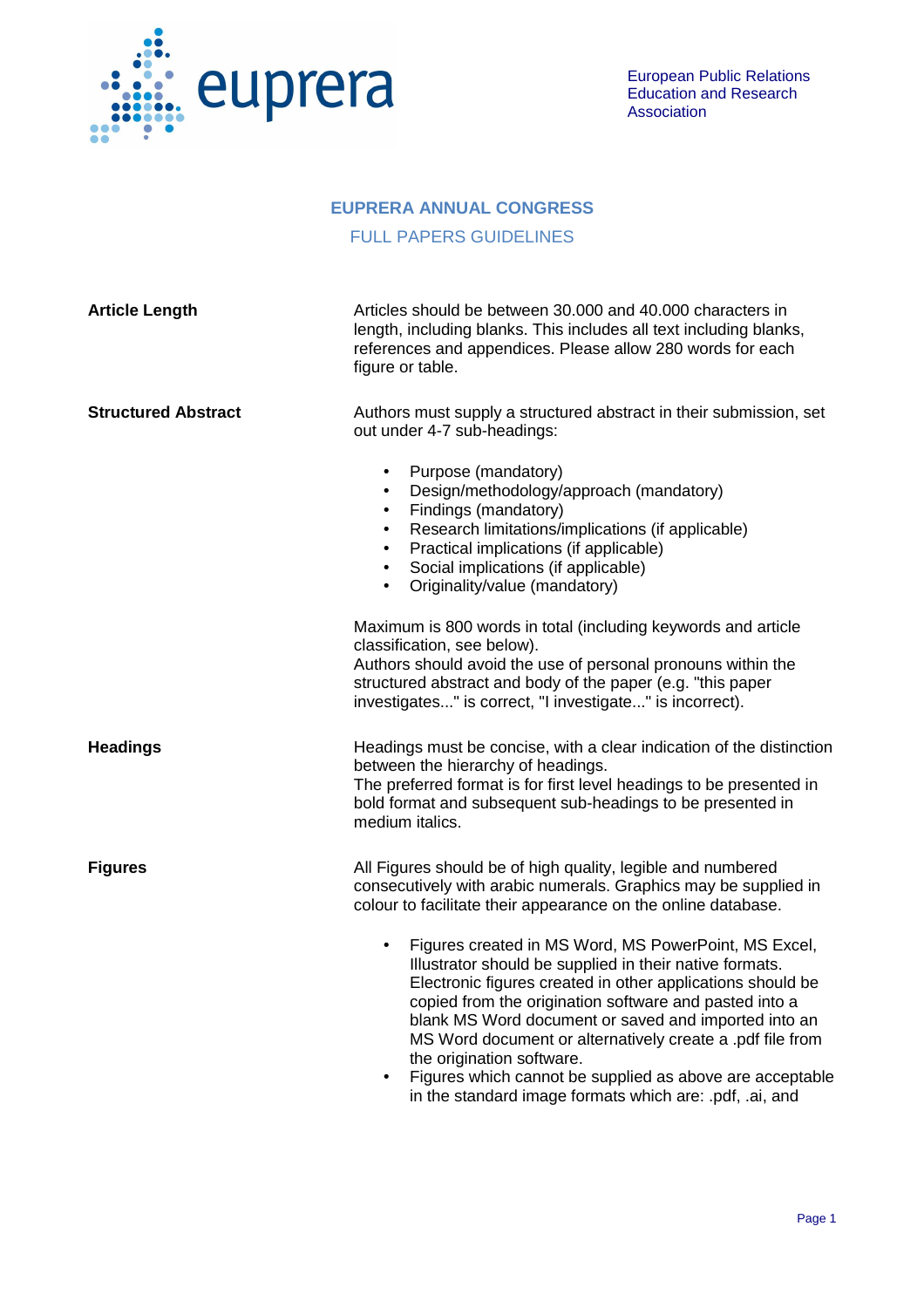euprera

European Public Relations Education and Research Association

# EUPRERA ANNUAL CONGRESS

## FULL PAPERS GUIDELINES

**Article Length**

Articles should be between 30.000 and 40.000 characters in length, including blanks. This includes all text including blanks, references and appendices. Please allow 280 words for each figure or table.

**Structured Abstract**

Authors must supply a structured abstract in their submission, set out under 4-7 sub-headings:

- Purpose (mandatory)
- Design/methodology/approach (mandatory)
- Findings (mandatory)
- Research limitations/implications (if applicable)
- Practical implications (if applicable)
- Social implications (if applicable)
- Originality/value (mandatory)

Maximum is 800 words in total (including keywords and article classification, see below).
Authors should avoid the use of personal pronouns within the structured abstract and body of the paper (e.g. "this paper investigates..." is correct, "I investigate..." is incorrect).

**Headings**

Headings must be concise, with a clear indication of the distinction between the hierarchy of headings.
The preferred format is for first level headings to be presented in bold format and subsequent sub-headings to be presented in medium italics.

**Figures**

All Figures should be of high quality, legible and numbered consecutively with arabic numerals. Graphics may be supplied in colour to facilitate their appearance on the online database.

- Figures created in MS Word, MS PowerPoint, MS Excel, Illustrator should be supplied in their native formats. Electronic figures created in other applications should be copied from the origination software and pasted into a blank MS Word document or saved and imported into an MS Word document or alternatively create a .pdf file from the origination software.
- Figures which cannot be supplied as above are acceptable in the standard image formats which are: .pdf, .ai, and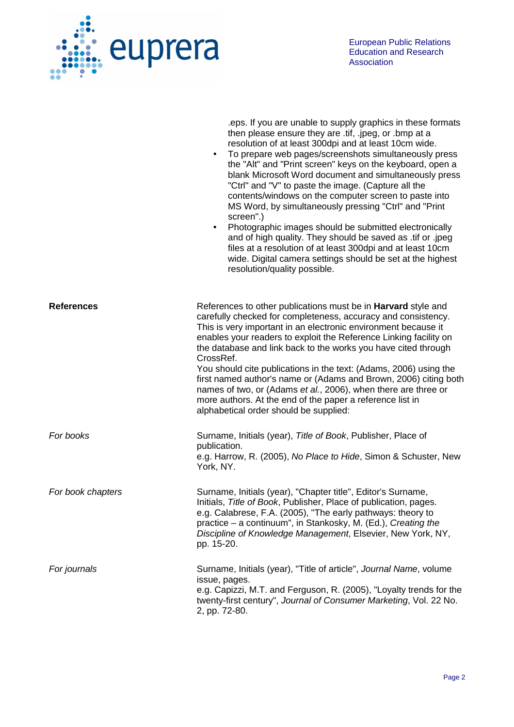.eps. If you are unable to supply graphics in these formats then please ensure they are .tif, .jpeg, or .bmp at a resolution of at least 300dpi and at least 10cm wide.

- To prepare web pages/screenshots simultaneously press the "Alt" and "Print screen" keys on the keyboard, open a blank Microsoft Word document and simultaneously press "Ctrl" and "V" to paste the image. (Capture all the contents/windows on the computer screen to paste into MS Word, by simultaneously pressing "Ctrl" and "Print screen".)
- Photographic images should be submitted electronically and of high quality. They should be saved as .tif or .jpeg files at a resolution of at least 300dpi and at least 10cm wide. Digital camera settings should be set at the highest resolution/quality possible.

**References**

References to other publications must be in **Harvard** style and carefully checked for completeness, accuracy and consistency. This is very important in an electronic environment because it enables your readers to exploit the Reference Linking facility on the database and link back to the works you have cited through CrossRef.

You should cite publications in the text: (Adams, 2006) using the first named author's name or (Adams and Brown, 2006) citing both names of two, or (Adams *et al.*, 2006), when there are three or more authors. At the end of the paper a reference list in alphabetical order should be supplied:

*For books*

Surname, Initials (year), *Title of Book*, Publisher, Place of publication.
e.g. Harrow, R. (2005), *No Place to Hide*, Simon & Schuster, New York, NY.

*For book chapters*

Surname, Initials (year), "Chapter title", Editor's Surname, Initials, *Title of Book*, Publisher, Place of publication, pages.
e.g. Calabrese, F.A. (2005), "The early pathways: theory to practice – a continuum", in Stankosky, M. (Ed.), *Creating the Discipline of Knowledge Management*, Elsevier, New York, NY, pp. 15-20.

*For journals*

Surname, Initials (year), "Title of article", *Journal Name*, volume issue, pages.
e.g. Capizzi, M.T. and Ferguson, R. (2005), "Loyalty trends for the twenty-first century", *Journal of Consumer Marketing*, Vol. 22 No. 2, pp. 72-80.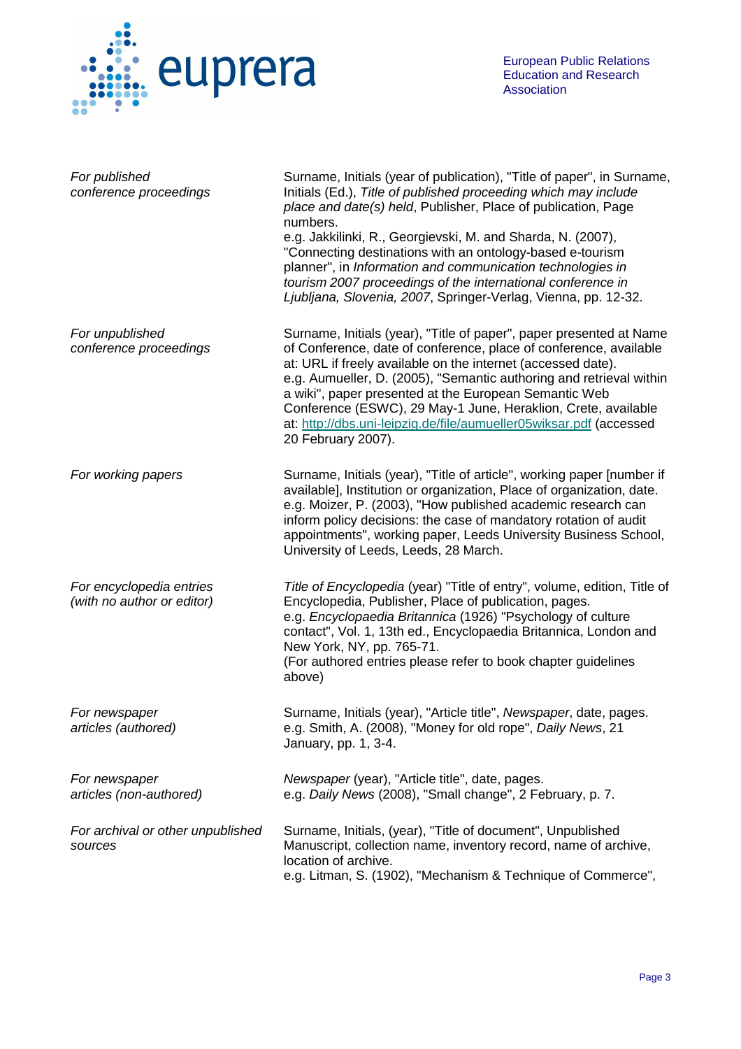*For published conference proceedings*

Surname, Initials (year of publication), "Title of paper", in Surname, Initials (Ed.), *Title of published proceeding which may include place and date(s) held*, Publisher, Place of publication, Page numbers.
e.g. Jakkilinki, R., Georgievski, M. and Sharda, N. (2007), "Connecting destinations with an ontology-based e-tourism planner", in *Information and communication technologies in tourism 2007 proceedings of the international conference in Ljubljana, Slovenia, 2007*, Springer-Verlag, Vienna, pp. 12-32.

*For unpublished conference proceedings*

Surname, Initials (year), "Title of paper", paper presented at Name of Conference, date of conference, place of conference, available at: URL if freely available on the internet (accessed date).
e.g. Aumueller, D. (2005), "Semantic authoring and retrieval within a wiki", paper presented at the European Semantic Web Conference (ESWC), 29 May-1 June, Heraklion, Crete, available at: http://dbs.uni-leipzig.de/file/aumueller05wiksar.pdf (accessed 20 February 2007).

*For working papers*

Surname, Initials (year), "Title of article", working paper [number if available], Institution or organization, Place of organization, date.
e.g. Moizer, P. (2003), "How published academic research can inform policy decisions: the case of mandatory rotation of audit appointments", working paper, Leeds University Business School, University of Leeds, Leeds, 28 March.

*For encyclopedia entries (with no author or editor)*

*Title of Encyclopedia* (year) "Title of entry", volume, edition, Title of Encyclopedia, Publisher, Place of publication, pages.
e.g. *Encyclopaedia Britannica* (1926) "Psychology of culture contact", Vol. 1, 13th ed., Encyclopaedia Britannica, London and New York, NY, pp. 765-71.
(For authored entries please refer to book chapter guidelines above)

*For newspaper articles (authored)*

Surname, Initials (year), "Article title", *Newspaper*, date, pages.
e.g. Smith, A. (2008), "Money for old rope", *Daily News*, 21 January, pp. 1, 3-4.

*For newspaper articles (non-authored)*

*Newspaper* (year), "Article title", date, pages.
e.g. *Daily News* (2008), "Small change", 2 February, p. 7.

*For archival or other unpublished sources*

Surname, Initials, (year), "Title of document", Unpublished Manuscript, collection name, inventory record, name of archive, location of archive.
e.g. Litman, S. (1902), "Mechanism & Technique of Commerce",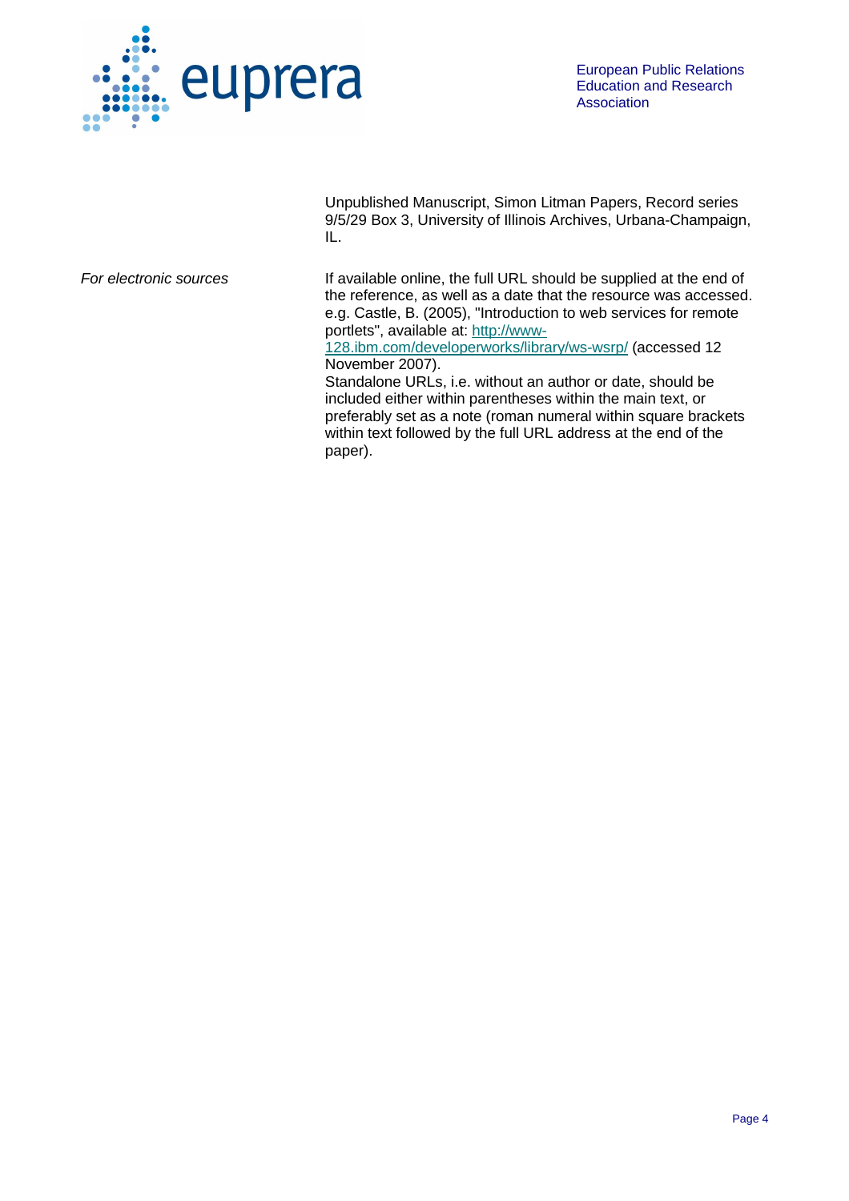Unpublished Manuscript, Simon Litman Papers, Record series 9/5/29 Box 3, University of Illinois Archives, Urbana-Champaign, IL.

*For electronic sources*

If available online, the full URL should be supplied at the end of the reference, as well as a date that the resource was accessed. e.g. Castle, B. (2005), "Introduction to web services for remote portlets", available at: http://www-128.ibm.com/developerworks/library/ws-wsrp/ (accessed 12 November 2007).
Standalone URLs, i.e. without an author or date, should be included either within parentheses within the main text, or preferably set as a note (roman numeral within square brackets within text followed by the full URL address at the end of the paper).